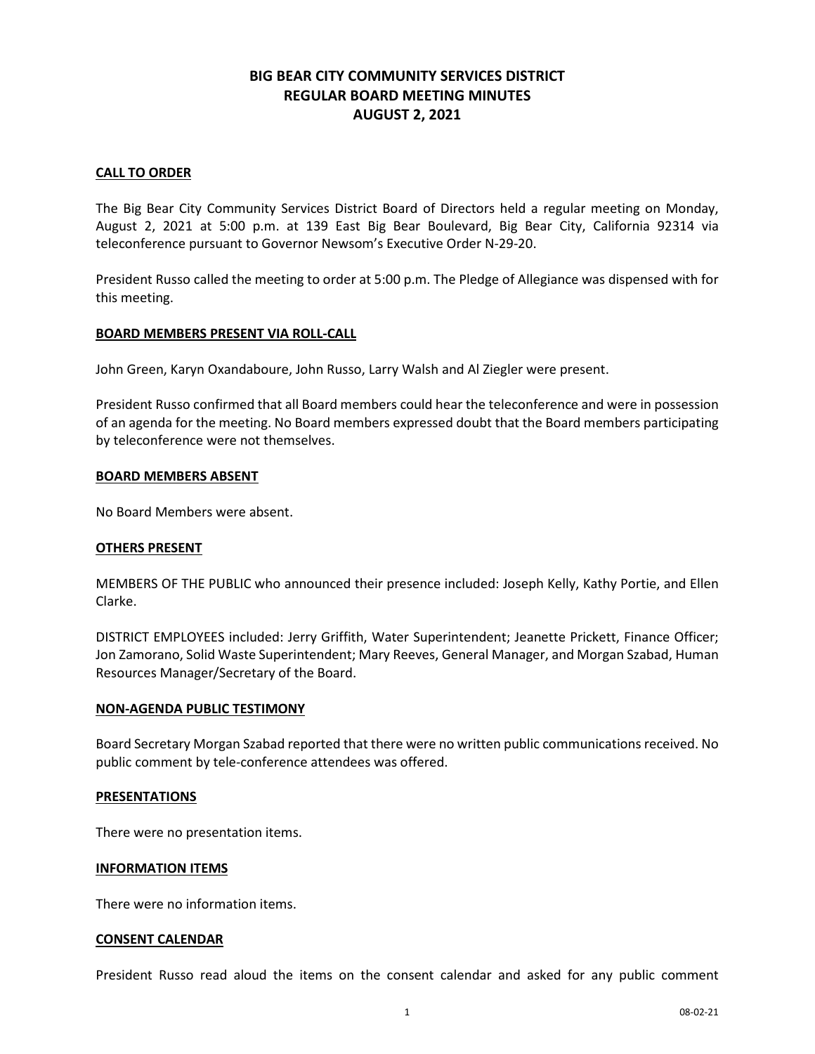# BIG BEAR CITY COMMUNITY SERVICES DISTRICT
# REGULAR BOARD MEETING MINUTES
# AUGUST 2, 2021

## CALL TO ORDER

The Big Bear City Community Services District Board of Directors held a regular meeting on Monday, August 2, 2021 at 5:00 p.m. at 139 East Big Bear Boulevard, Big Bear City, California 92314 via teleconference pursuant to Governor Newsom's Executive Order N-29-20.

President Russo called the meeting to order at 5:00 p.m. The Pledge of Allegiance was dispensed with for this meeting.

## BOARD MEMBERS PRESENT VIA ROLL-CALL

John Green, Karyn Oxandaboure, John Russo, Larry Walsh and Al Ziegler were present.

President Russo confirmed that all Board members could hear the teleconference and were in possession of an agenda for the meeting. No Board members expressed doubt that the Board members participating by teleconference were not themselves.

## BOARD MEMBERS ABSENT

No Board Members were absent.

## OTHERS PRESENT

MEMBERS OF THE PUBLIC who announced their presence included: Joseph Kelly, Kathy Portie, and Ellen Clarke.

DISTRICT EMPLOYEES included: Jerry Griffith, Water Superintendent; Jeanette Prickett, Finance Officer; Jon Zamorano, Solid Waste Superintendent; Mary Reeves, General Manager, and Morgan Szabad, Human Resources Manager/Secretary of the Board.

## NON-AGENDA PUBLIC TESTIMONY

Board Secretary Morgan Szabad reported that there were no written public communications received. No public comment by tele-conference attendees was offered.

## PRESENTATIONS

There were no presentation items.

## INFORMATION ITEMS

There were no information items.

## CONSENT CALENDAR

President Russo read aloud the items on the consent calendar and asked for any public comment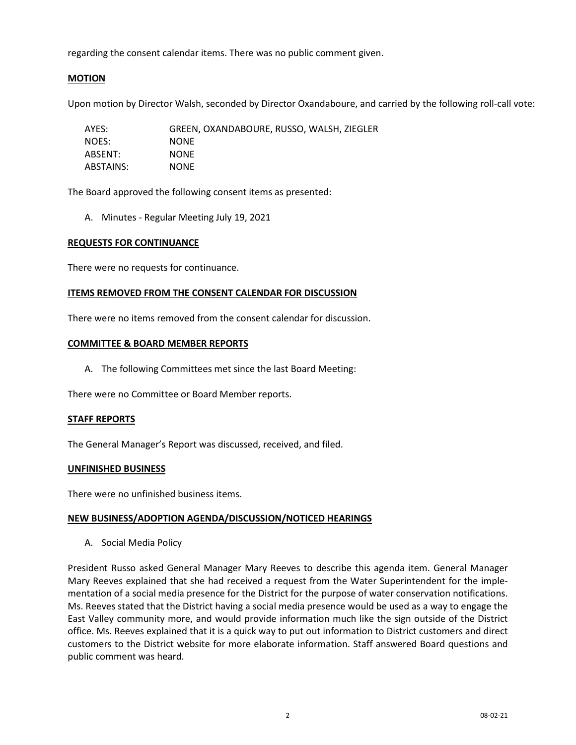regarding the consent calendar items. There was no public comment given.

**MOTION**

Upon motion by Director Walsh, seconded by Director Oxandaboure, and carried by the following roll-call vote:

| | |
|---|---|
| AYES: | GREEN, OXANDABOURE, RUSSO, WALSH, ZIEGLER |
| NOES: | NONE |
| ABSENT: | NONE |
| ABSTAINS: | NONE |

The Board approved the following consent items as presented:

A. Minutes - Regular Meeting July 19, 2021

**REQUESTS FOR CONTINUANCE**

There were no requests for continuance.

**ITEMS REMOVED FROM THE CONSENT CALENDAR FOR DISCUSSION**

There were no items removed from the consent calendar for discussion.

**COMMITTEE & BOARD MEMBER REPORTS**

A. The following Committees met since the last Board Meeting:

There were no Committee or Board Member reports.

**STAFF REPORTS**

The General Manager's Report was discussed, received, and filed.

**UNFINISHED BUSINESS**

There were no unfinished business items.

**NEW BUSINESS/ADOPTION AGENDA/DISCUSSION/NOTICED HEARINGS**

A. Social Media Policy

President Russo asked General Manager Mary Reeves to describe this agenda item. General Manager Mary Reeves explained that she had received a request from the Water Superintendent for the implementation of a social media presence for the District for the purpose of water conservation notifications. Ms. Reeves stated that the District having a social media presence would be used as a way to engage the East Valley community more, and would provide information much like the sign outside of the District office. Ms. Reeves explained that it is a quick way to put out information to District customers and direct customers to the District website for more elaborate information. Staff answered Board questions and public comment was heard.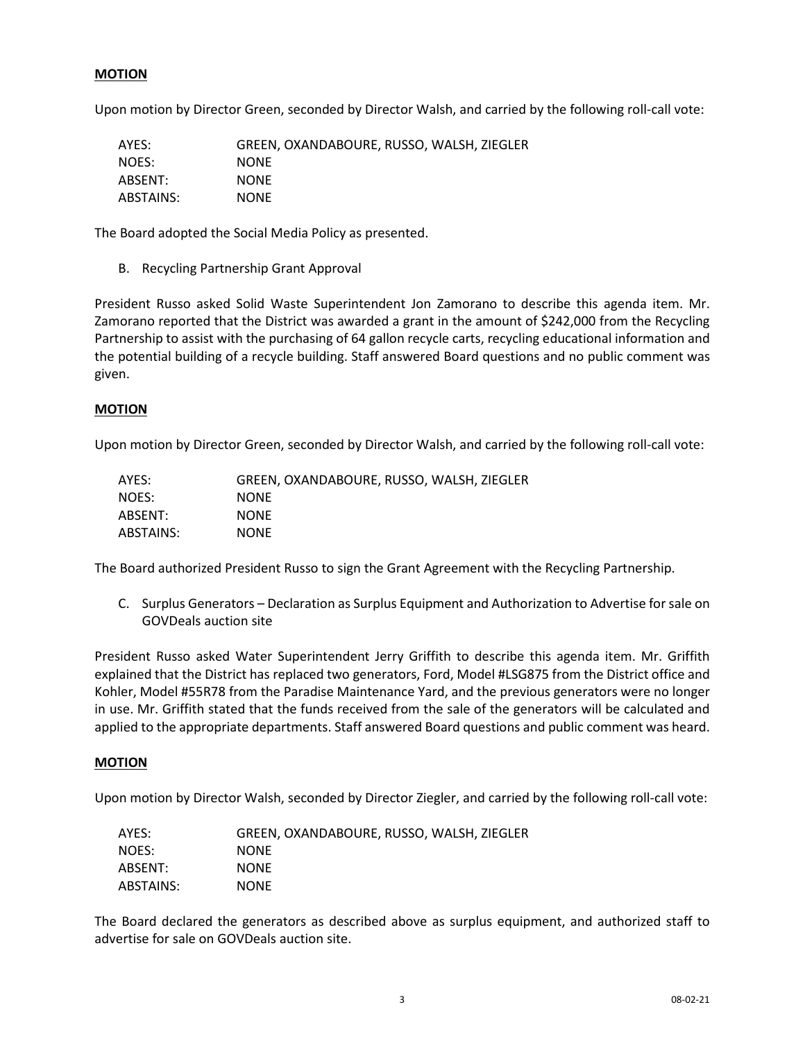**MOTION**

Upon motion by Director Green, seconded by Director Walsh, and carried by the following roll-call vote:

| | |
|---|---|
| AYES: | GREEN, OXANDABOURE, RUSSO, WALSH, ZIEGLER |
| NOES: | NONE |
| ABSENT: | NONE |
| ABSTAINS: | NONE |

The Board adopted the Social Media Policy as presented.

B. Recycling Partnership Grant Approval

President Russo asked Solid Waste Superintendent Jon Zamorano to describe this agenda item. Mr. Zamorano reported that the District was awarded a grant in the amount of $242,000 from the Recycling Partnership to assist with the purchasing of 64 gallon recycle carts, recycling educational information and the potential building of a recycle building. Staff answered Board questions and no public comment was given.

**MOTION**

Upon motion by Director Green, seconded by Director Walsh, and carried by the following roll-call vote:

| | |
|---|---|
| AYES: | GREEN, OXANDABOURE, RUSSO, WALSH, ZIEGLER |
| NOES: | NONE |
| ABSENT: | NONE |
| ABSTAINS: | NONE |

The Board authorized President Russo to sign the Grant Agreement with the Recycling Partnership.

C. Surplus Generators – Declaration as Surplus Equipment and Authorization to Advertise for sale on GOVDeals auction site

President Russo asked Water Superintendent Jerry Griffith to describe this agenda item. Mr. Griffith explained that the District has replaced two generators, Ford, Model #LSG875 from the District office and Kohler, Model #55R78 from the Paradise Maintenance Yard, and the previous generators were no longer in use. Mr. Griffith stated that the funds received from the sale of the generators will be calculated and applied to the appropriate departments. Staff answered Board questions and public comment was heard.

**MOTION**

Upon motion by Director Walsh, seconded by Director Ziegler, and carried by the following roll-call vote:

| | |
|---|---|
| AYES: | GREEN, OXANDABOURE, RUSSO, WALSH, ZIEGLER |
| NOES: | NONE |
| ABSENT: | NONE |
| ABSTAINS: | NONE |

The Board declared the generators as described above as surplus equipment, and authorized staff to advertise for sale on GOVDeals auction site.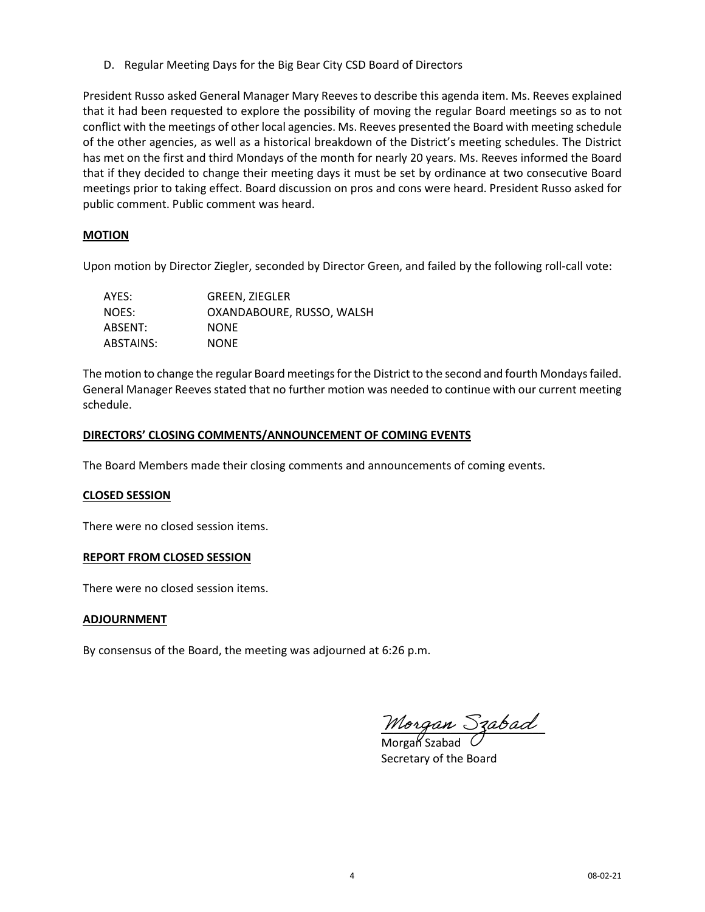D. Regular Meeting Days for the Big Bear City CSD Board of Directors

President Russo asked General Manager Mary Reeves to describe this agenda item. Ms. Reeves explained that it had been requested to explore the possibility of moving the regular Board meetings so as to not conflict with the meetings of other local agencies. Ms. Reeves presented the Board with meeting schedule of the other agencies, as well as a historical breakdown of the District's meeting schedules. The District has met on the first and third Mondays of the month for nearly 20 years. Ms. Reeves informed the Board that if they decided to change their meeting days it must be set by ordinance at two consecutive Board meetings prior to taking effect. Board discussion on pros and cons were heard. President Russo asked for public comment. Public comment was heard.

**MOTION**

Upon motion by Director Ziegler, seconded by Director Green, and failed by the following roll-call vote:

| | |
|---|---|
| AYES: | GREEN, ZIEGLER |
| NOES: | OXANDABOURE, RUSSO, WALSH |
| ABSENT: | NONE |
| ABSTAINS: | NONE |

The motion to change the regular Board meetings for the District to the second and fourth Mondays failed. General Manager Reeves stated that no further motion was needed to continue with our current meeting schedule.

**DIRECTORS' CLOSING COMMENTS/ANNOUNCEMENT OF COMING EVENTS**

The Board Members made their closing comments and announcements of coming events.

**CLOSED SESSION**

There were no closed session items.

**REPORT FROM CLOSED SESSION**

There were no closed session items.

**ADJOURNMENT**

By consensus of the Board, the meeting was adjourned at 6:26 p.m.

Morgan Szabad

Morgan Szabad
Secretary of the Board